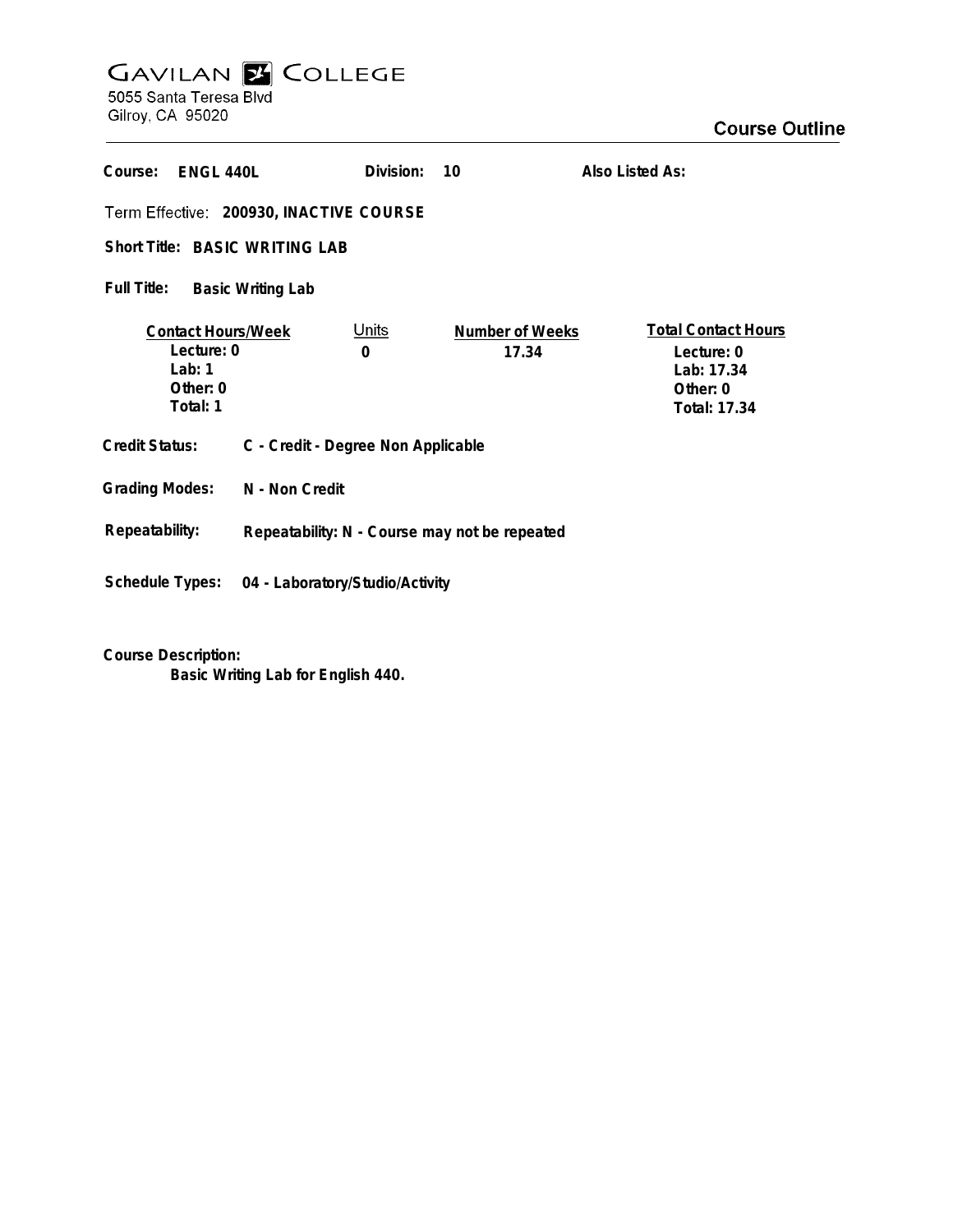# GAVILAN COLLEGE

5055 Santa Teresa Blvd
Gilroy, CA 95020

## Course Outline

**Course:** ENGL 440L **Division:** 10 **Also Listed As:**

**Term Effective:** 200930, INACTIVE COURSE

**Short Title:** BASIC WRITING LAB

**Full Title:** Basic Writing Lab

| Contact Hours/Week | Units | Number of Weeks | Total Contact Hours |
|---|---|---|---|
| Lecture: 0 | 0 | 17.34 | Lecture: 0 |
| Lab: 1 | | | Lab: 17.34 |
| Other: 0 | | | Other: 0 |
| Total: 1 | | | Total: 17.34 |

**Credit Status:** C - Credit - Degree Non Applicable

**Grading Modes:** N - Non Credit

**Repeatability:** Repeatability: N - Course may not be repeated

**Schedule Types:** 04 - Laboratory/Studio/Activity

**Course Description:**

Basic Writing Lab for English 440.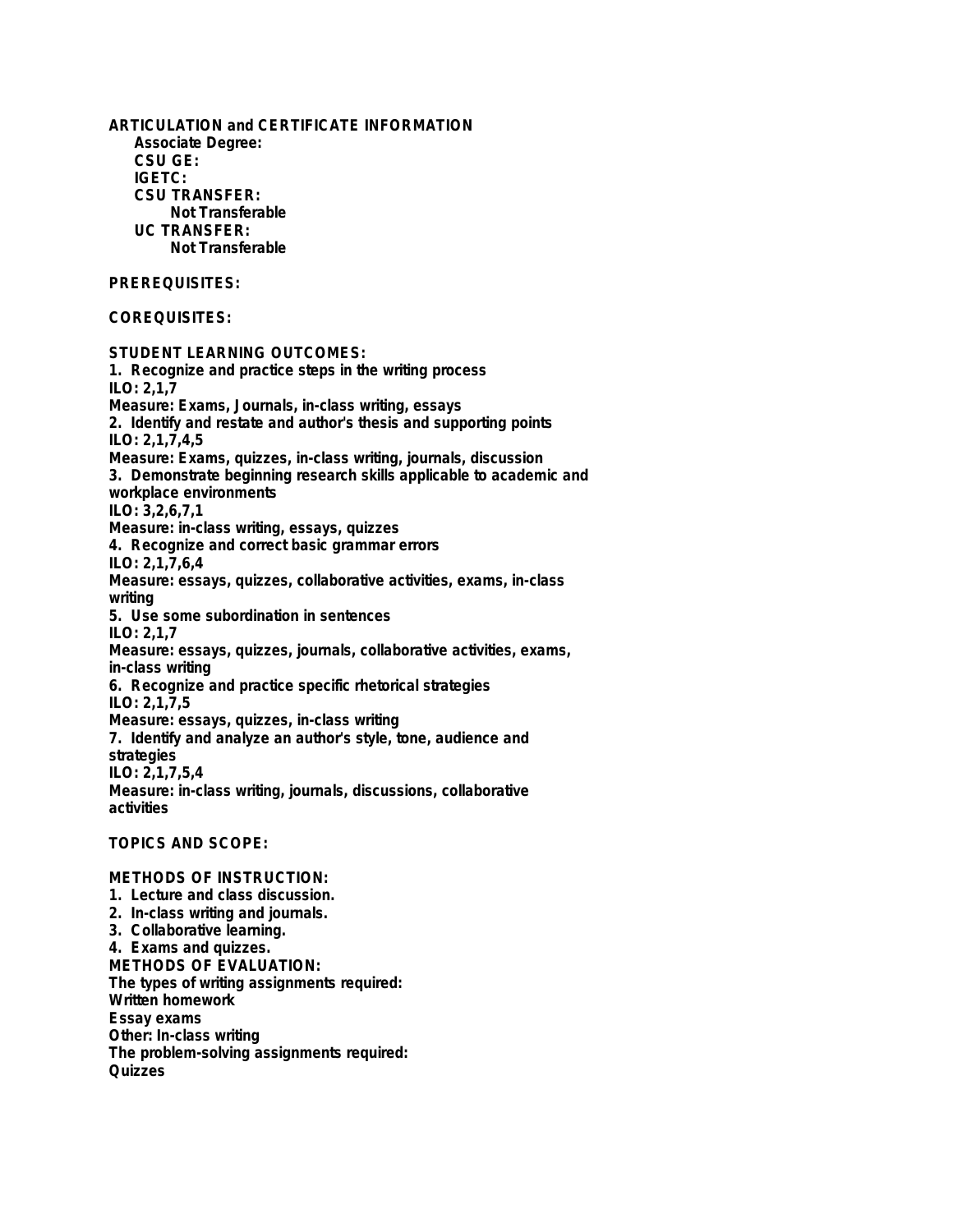**ARTICULATION and CERTIFICATE INFORMATION**

**Associate Degree:**

**CSU GE:**

**IGETC:**

**CSU TRANSFER:**

**Not Transferable**

**UC TRANSFER:**

**Not Transferable**

**PREREQUISITES:**

**COREQUISITES:**

**STUDENT LEARNING OUTCOMES:**

1. Recognize and practice steps in the writing process
ILO: 2,1,7
Measure: Exams, Journals, in-class writing, essays
2. Identify and restate and author's thesis and supporting points
ILO: 2,1,7,4,5
Measure: Exams, quizzes, in-class writing, journals, discussion
3. Demonstrate beginning research skills applicable to academic and workplace environments
ILO: 3,2,6,7,1
Measure: in-class writing, essays, quizzes
4. Recognize and correct basic grammar errors
ILO: 2,1,7,6,4
Measure: essays, quizzes, collaborative activities, exams, in-class writing
5. Use some subordination in sentences
ILO: 2,1,7
Measure: essays, quizzes, journals, collaborative activities, exams, in-class writing
6. Recognize and practice specific rhetorical strategies
ILO: 2,1,7,5
Measure: essays, quizzes, in-class writing
7. Identify and analyze an author's style, tone, audience and strategies
ILO: 2,1,7,5,4
Measure: in-class writing, journals, discussions, collaborative activities

**TOPICS AND SCOPE:**

**METHODS OF INSTRUCTION:**

1. Lecture and class discussion.
2. In-class writing and journals.
3. Collaborative learning.
4. Exams and quizzes.

**METHODS OF EVALUATION:**

The types of writing assignments required:
Written homework
Essay exams
Other: In-class writing
The problem-solving assignments required:
Quizzes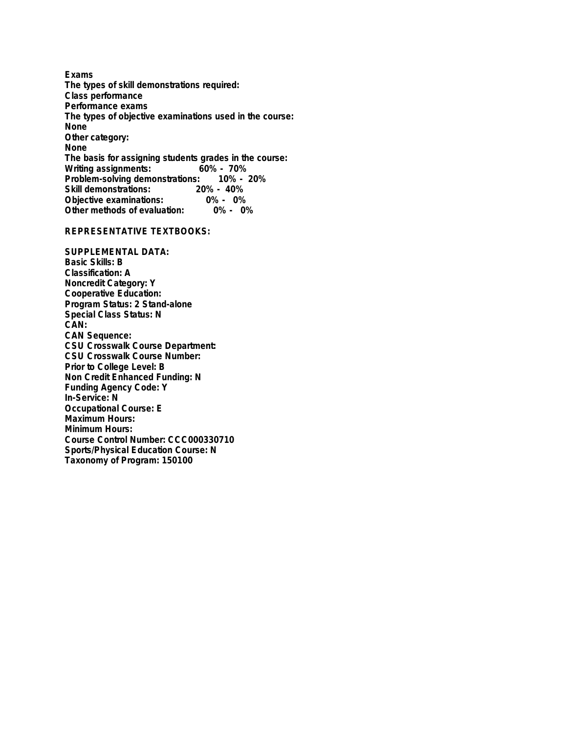**Exams**
**The types of skill demonstrations required:**
**Class performance**
**Performance exams**
**The types of objective examinations used in the course:**
**None**
**Other category:**
**None**
**The basis for assigning students grades in the course:**

| | |
|---|---|
| **Writing assignments:** | **60% - 70%** |
| **Problem-solving demonstrations:** | **10% - 20%** |
| **Skill demonstrations:** | **20% - 40%** |
| **Objective examinations:** | **0% - 0%** |
| **Other methods of evaluation:** | **0% - 0%** |

**REPRESENTATIVE TEXTBOOKS:**

**SUPPLEMENTAL DATA:**
**Basic Skills: B**
**Classification: A**
**Noncredit Category: Y**
**Cooperative Education:**
**Program Status: 2 Stand-alone**
**Special Class Status: N**
**CAN:**
**CAN Sequence:**
**CSU Crosswalk Course Department:**
**CSU Crosswalk Course Number:**
**Prior to College Level: B**
**Non Credit Enhanced Funding: N**
**Funding Agency Code: Y**
**In-Service: N**
**Occupational Course: E**
**Maximum Hours:**
**Minimum Hours:**
**Course Control Number: CCC000330710**
**Sports/Physical Education Course: N**
**Taxonomy of Program: 150100**